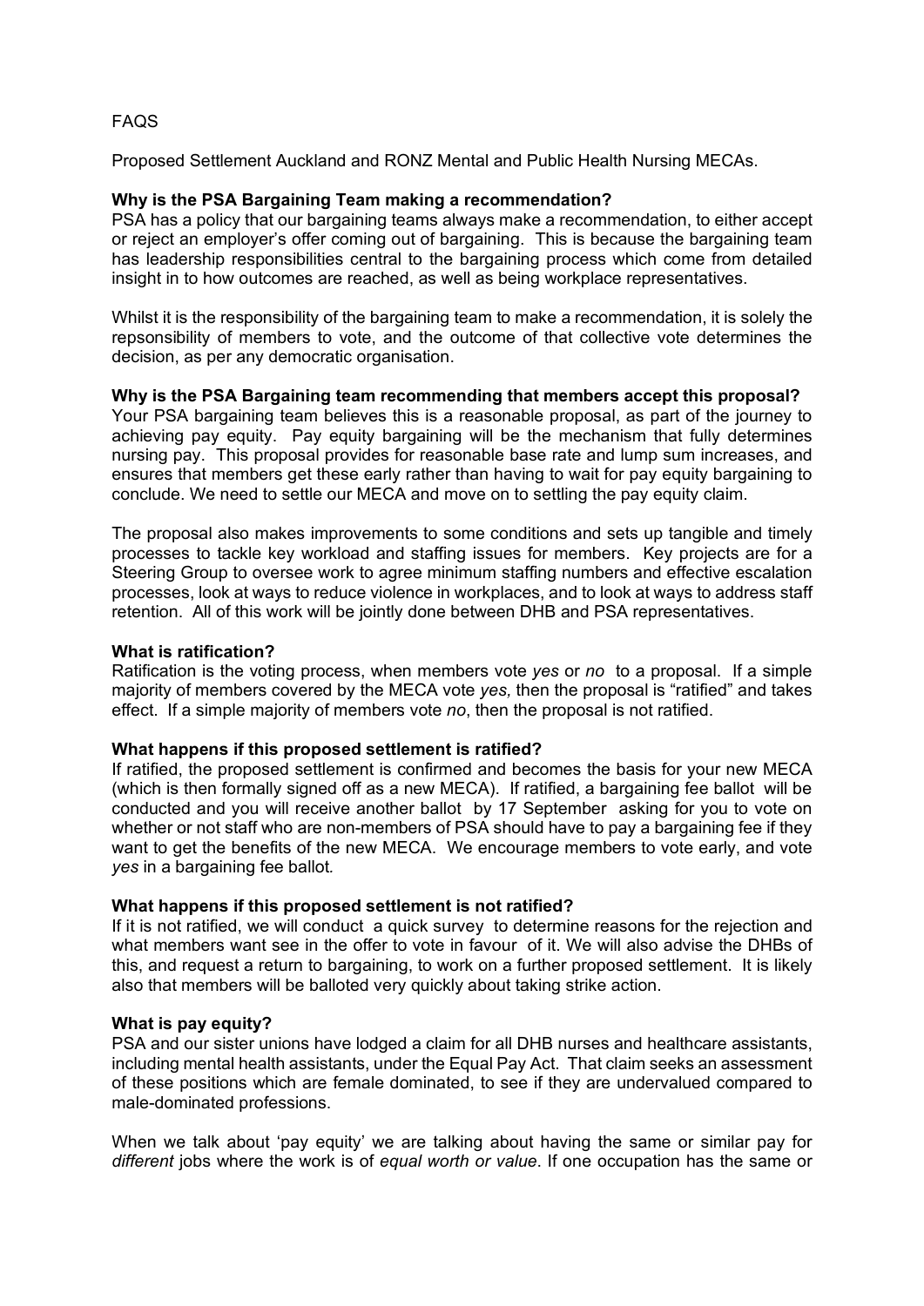FAQS

Proposed Settlement Auckland and RONZ Mental and Public Health Nursing MECAs.

**Why is the PSA Bargaining Team making a recommendation?**

PSA has a policy that our bargaining teams always make a recommendation, to either accept or reject an employer's offer coming out of bargaining. This is because the bargaining team has leadership responsibilities central to the bargaining process which come from detailed insight in to how outcomes are reached, as well as being workplace representatives.

Whilst it is the responsibility of the bargaining team to make a recommendation, it is solely the repsonsibility of members to vote, and the outcome of that collective vote determines the decision, as per any democratic organisation.

**Why is the PSA Bargaining team recommending that members accept this proposal?**

Your PSA bargaining team believes this is a reasonable proposal, as part of the journey to achieving pay equity. Pay equity bargaining will be the mechanism that fully determines nursing pay. This proposal provides for reasonable base rate and lump sum increases, and ensures that members get these early rather than having to wait for pay equity bargaining to conclude. We need to settle our MECA and move on to settling the pay equity claim.

The proposal also makes improvements to some conditions and sets up tangible and timely processes to tackle key workload and staffing issues for members. Key projects are for a Steering Group to oversee work to agree minimum staffing numbers and effective escalation processes, look at ways to reduce violence in workplaces, and to look at ways to address staff retention. All of this work will be jointly done between DHB and PSA representatives.

**What is ratification?**

Ratification is the voting process, when members vote *yes* or *no* to a proposal. If a simple majority of members covered by the MECA vote *yes,* then the proposal is "ratified" and takes effect. If a simple majority of members vote *no*, then the proposal is not ratified.

**What happens if this proposed settlement is ratified?**

If ratified, the proposed settlement is confirmed and becomes the basis for your new MECA (which is then formally signed off as a new MECA). If ratified, a bargaining fee ballot will be conducted and you will receive another ballot by 17 September asking for you to vote on whether or not staff who are non-members of PSA should have to pay a bargaining fee if they want to get the benefits of the new MECA. We encourage members to vote early, and vote *yes* in a bargaining fee ballot.

**What happens if this proposed settlement is not ratified?**

If it is not ratified, we will conduct a quick survey to determine reasons for the rejection and what members want see in the offer to vote in favour of it. We will also advise the DHBs of this, and request a return to bargaining, to work on a further proposed settlement. It is likely also that members will be balloted very quickly about taking strike action.

**What is pay equity?**

PSA and our sister unions have lodged a claim for all DHB nurses and healthcare assistants, including mental health assistants, under the Equal Pay Act. That claim seeks an assessment of these positions which are female dominated, to see if they are undervalued compared to male-dominated professions.

When we talk about 'pay equity' we are talking about having the same or similar pay for *different* jobs where the work is of *equal worth or value*. If one occupation has the same or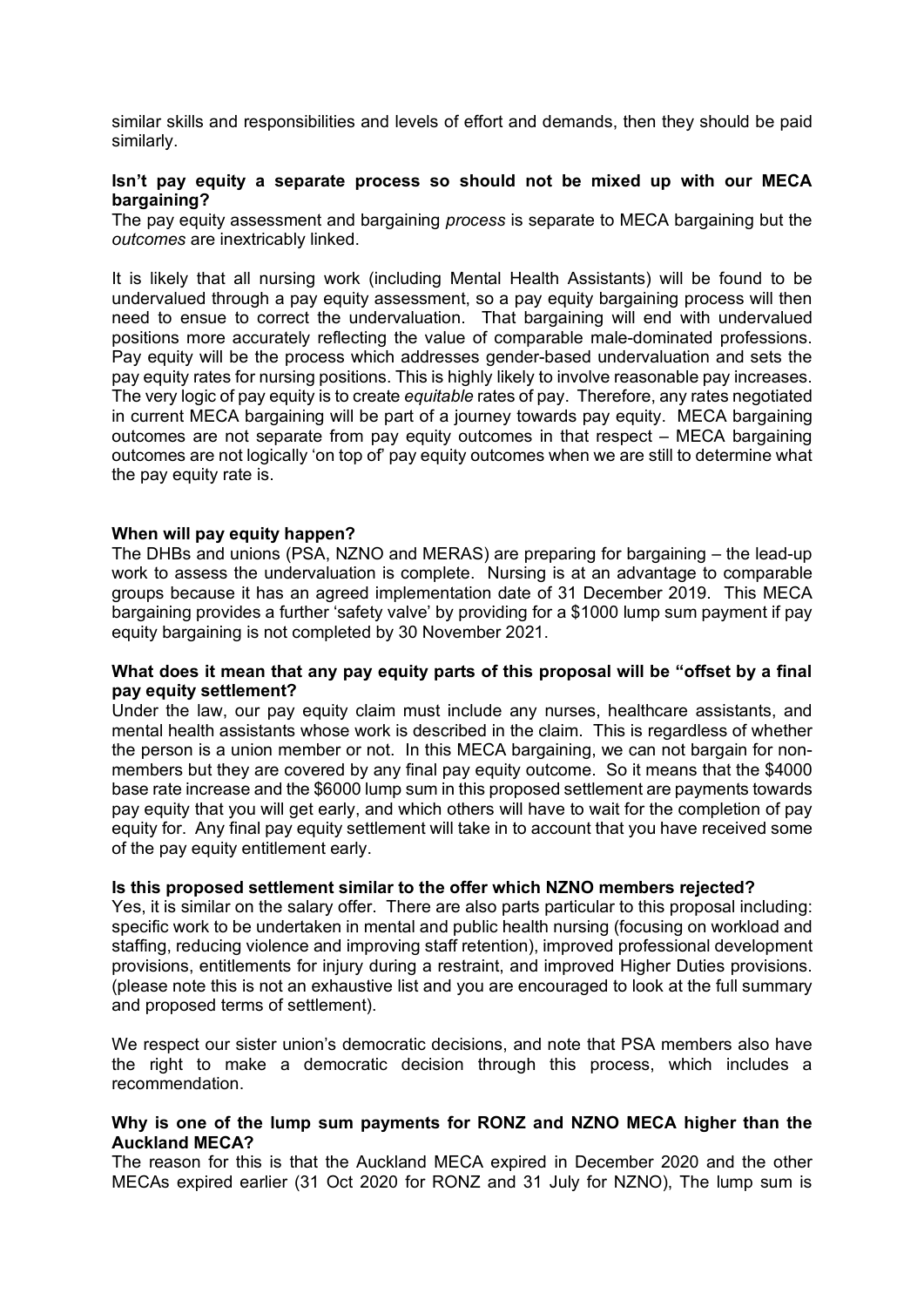similar skills and responsibilities and levels of effort and demands, then they should be paid similarly.

**Isn't pay equity a separate process so should not be mixed up with our MECA bargaining?**

The pay equity assessment and bargaining *process* is separate to MECA bargaining but the *outcomes* are inextricably linked.

It is likely that all nursing work (including Mental Health Assistants) will be found to be undervalued through a pay equity assessment, so a pay equity bargaining process will then need to ensue to correct the undervaluation. That bargaining will end with undervalued positions more accurately reflecting the value of comparable male-dominated professions. Pay equity will be the process which addresses gender-based undervaluation and sets the pay equity rates for nursing positions. This is highly likely to involve reasonable pay increases. The very logic of pay equity is to create *equitable* rates of pay. Therefore, any rates negotiated in current MECA bargaining will be part of a journey towards pay equity. MECA bargaining outcomes are not separate from pay equity outcomes in that respect – MECA bargaining outcomes are not logically 'on top of' pay equity outcomes when we are still to determine what the pay equity rate is.

**When will pay equity happen?**

The DHBs and unions (PSA, NZNO and MERAS) are preparing for bargaining – the lead-up work to assess the undervaluation is complete. Nursing is at an advantage to comparable groups because it has an agreed implementation date of 31 December 2019. This MECA bargaining provides a further 'safety valve' by providing for a $1000 lump sum payment if pay equity bargaining is not completed by 30 November 2021.

**What does it mean that any pay equity parts of this proposal will be "offset by a final pay equity settlement?**

Under the law, our pay equity claim must include any nurses, healthcare assistants, and mental health assistants whose work is described in the claim. This is regardless of whether the person is a union member or not. In this MECA bargaining, we can not bargain for non-members but they are covered by any final pay equity outcome. So it means that the $4000 base rate increase and the $6000 lump sum in this proposed settlement are payments towards pay equity that you will get early, and which others will have to wait for the completion of pay equity for. Any final pay equity settlement will take in to account that you have received some of the pay equity entitlement early.

**Is this proposed settlement similar to the offer which NZNO members rejected?**

Yes, it is similar on the salary offer. There are also parts particular to this proposal including: specific work to be undertaken in mental and public health nursing (focusing on workload and staffing, reducing violence and improving staff retention), improved professional development provisions, entitlements for injury during a restraint, and improved Higher Duties provisions. (please note this is not an exhaustive list and you are encouraged to look at the full summary and proposed terms of settlement).

We respect our sister union's democratic decisions, and note that PSA members also have the right to make a democratic decision through this process, which includes a recommendation.

**Why is one of the lump sum payments for RONZ and NZNO MECA higher than the Auckland MECA?**

The reason for this is that the Auckland MECA expired in December 2020 and the other MECAs expired earlier (31 Oct 2020 for RONZ and 31 July for NZNO), The lump sum is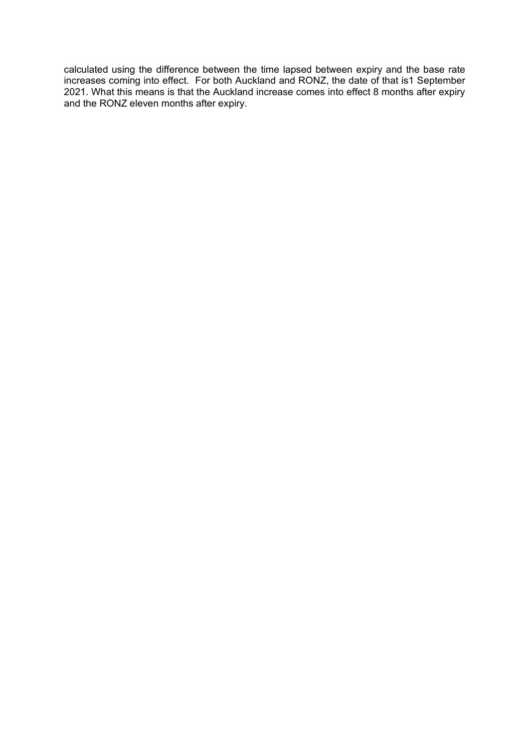calculated using the difference between the time lapsed between expiry and the base rate increases coming into effect. For both Auckland and RONZ, the date of that is1 September 2021. What this means is that the Auckland increase comes into effect 8 months after expiry and the RONZ eleven months after expiry.